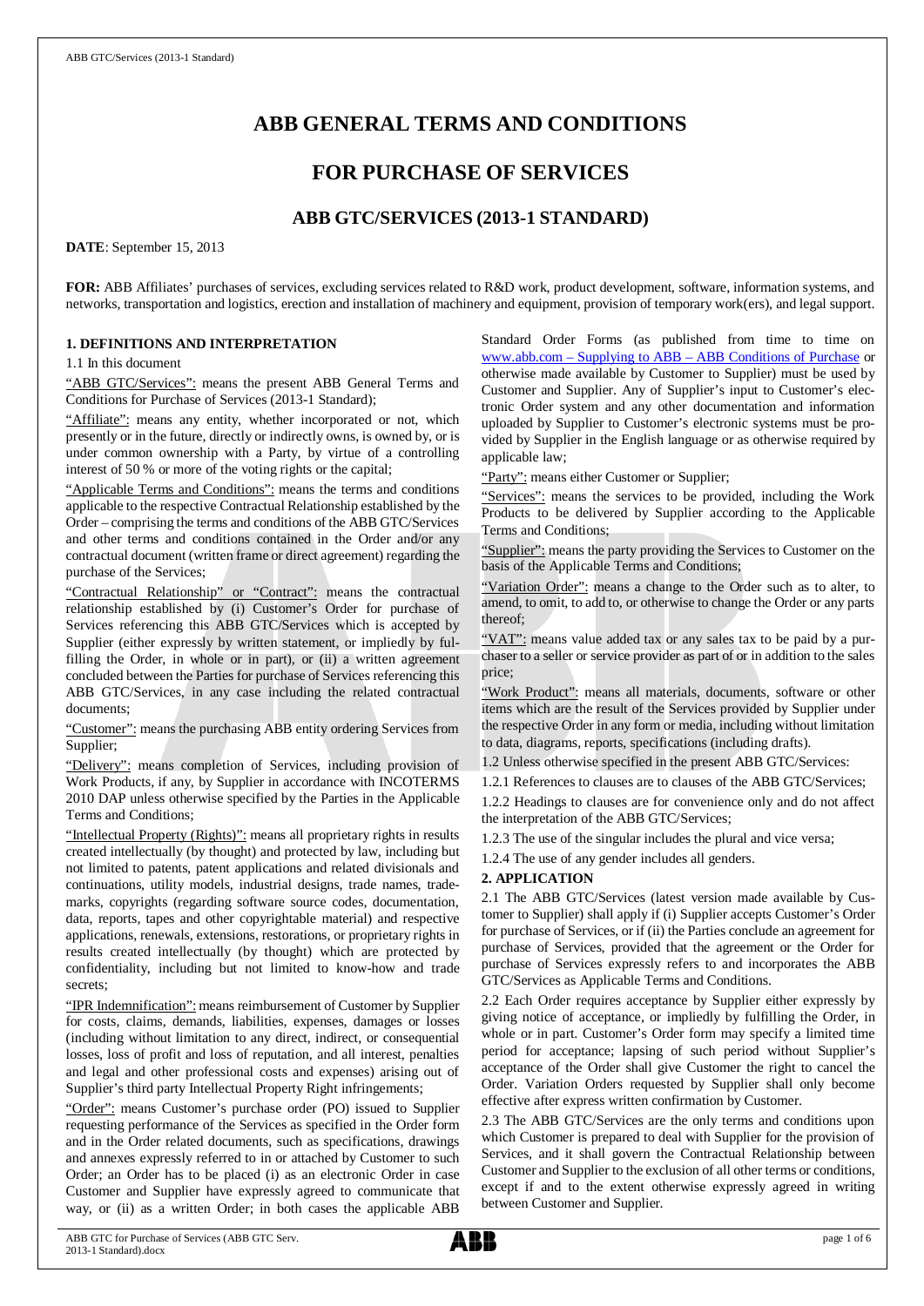# ABB GENERAL TERMS AND CONDITIONS

## FOR PURCHASE OF SERVICES

### ABB GTC/SERVICES (2013-1 STANDARD)

**DATE**: September 15, 2013

**FOR:** ABB Affiliates' purchases of services, excluding services related to R&D work, product development, software, information systems, and networks, transportation and logistics, erection and installation of machinery and equipment, provision of temporary work(ers), and legal support.

**1. DEFINITIONS AND INTERPRETATION**

1.1 In this document

"ABB GTC/Services": means the present ABB General Terms and Conditions for Purchase of Services (2013-1 Standard);

"Affiliate": means any entity, whether incorporated or not, which presently or in the future, directly or indirectly owns, is owned by, or is under common ownership with a Party, by virtue of a controlling interest of 50 % or more of the voting rights or the capital;

"Applicable Terms and Conditions": means the terms and conditions applicable to the respective Contractual Relationship established by the Order – comprising the terms and conditions of the ABB GTC/Services and other terms and conditions contained in the Order and/or any contractual document (written frame or direct agreement) regarding the purchase of the Services;

"Contractual Relationship" or "Contract": means the contractual relationship established by (i) Customer's Order for purchase of Services referencing this ABB GTC/Services which is accepted by Supplier (either expressly by written statement, or impliedly by fulfilling the Order, in whole or in part), or (ii) a written agreement concluded between the Parties for purchase of Services referencing this ABB GTC/Services, in any case including the related contractual documents;

"Customer": means the purchasing ABB entity ordering Services from Supplier;

"Delivery": means completion of Services, including provision of Work Products, if any, by Supplier in accordance with INCOTERMS 2010 DAP unless otherwise specified by the Parties in the Applicable Terms and Conditions;

"Intellectual Property (Rights)": means all proprietary rights in results created intellectually (by thought) and protected by law, including but not limited to patents, patent applications and related divisionals and continuations, utility models, industrial designs, trade names, trademarks, copyrights (regarding software source codes, documentation, data, reports, tapes and other copyrightable material) and respective applications, renewals, extensions, restorations, or proprietary rights in results created intellectually (by thought) which are protected by confidentiality, including but not limited to know-how and trade secrets;

"IPR Indemnification": means reimbursement of Customer by Supplier for costs, claims, demands, liabilities, expenses, damages or losses (including without limitation to any direct, indirect, or consequential losses, loss of profit and loss of reputation, and all interest, penalties and legal and other professional costs and expenses) arising out of Supplier's third party Intellectual Property Right infringements;

"Order": means Customer's purchase order (PO) issued to Supplier requesting performance of the Services as specified in the Order form and in the Order related documents, such as specifications, drawings and annexes expressly referred to in or attached by Customer to such Order; an Order has to be placed (i) as an electronic Order in case Customer and Supplier have expressly agreed to communicate that way, or (ii) as a written Order; in both cases the applicable ABB Standard Order Forms (as published from time to time on www.abb.com – Supplying to ABB – ABB Conditions of Purchase or otherwise made available by Customer to Supplier) must be used by Customer and Supplier. Any of Supplier's input to Customer's electronic Order system and any other documentation and information uploaded by Supplier to Customer's electronic systems must be provided by Supplier in the English language or as otherwise required by applicable law;

"Party": means either Customer or Supplier;

"Services": means the services to be provided, including the Work Products to be delivered by Supplier according to the Applicable Terms and Conditions;

"Supplier": means the party providing the Services to Customer on the basis of the Applicable Terms and Conditions;

"Variation Order": means a change to the Order such as to alter, to amend, to omit, to add to, or otherwise to change the Order or any parts thereof;

"VAT": means value added tax or any sales tax to be paid by a purchaser to a seller or service provider as part of or in addition to the sales price;

"Work Product": means all materials, documents, software or other items which are the result of the Services provided by Supplier under the respective Order in any form or media, including without limitation to data, diagrams, reports, specifications (including drafts).

1.2 Unless otherwise specified in the present ABB GTC/Services:

1.2.1 References to clauses are to clauses of the ABB GTC/Services;

1.2.2 Headings to clauses are for convenience only and do not affect the interpretation of the ABB GTC/Services;

1.2.3 The use of the singular includes the plural and vice versa;

1.2.4 The use of any gender includes all genders.

**2. APPLICATION**

2.1 The ABB GTC/Services (latest version made available by Customer to Supplier) shall apply if (i) Supplier accepts Customer's Order for purchase of Services, or if (ii) the Parties conclude an agreement for purchase of Services, provided that the agreement or the Order for purchase of Services expressly refers to and incorporates the ABB GTC/Services as Applicable Terms and Conditions.

2.2 Each Order requires acceptance by Supplier either expressly by giving notice of acceptance, or impliedly by fulfilling the Order, in whole or in part. Customer's Order form may specify a limited time period for acceptance; lapsing of such period without Supplier's acceptance of the Order shall give Customer the right to cancel the Order. Variation Orders requested by Supplier shall only become effective after express written confirmation by Customer.

2.3 The ABB GTC/Services are the only terms and conditions upon which Customer is prepared to deal with Supplier for the provision of Services, and it shall govern the Contractual Relationship between Customer and Supplier to the exclusion of all other terms or conditions, except if and to the extent otherwise expressly agreed in writing between Customer and Supplier.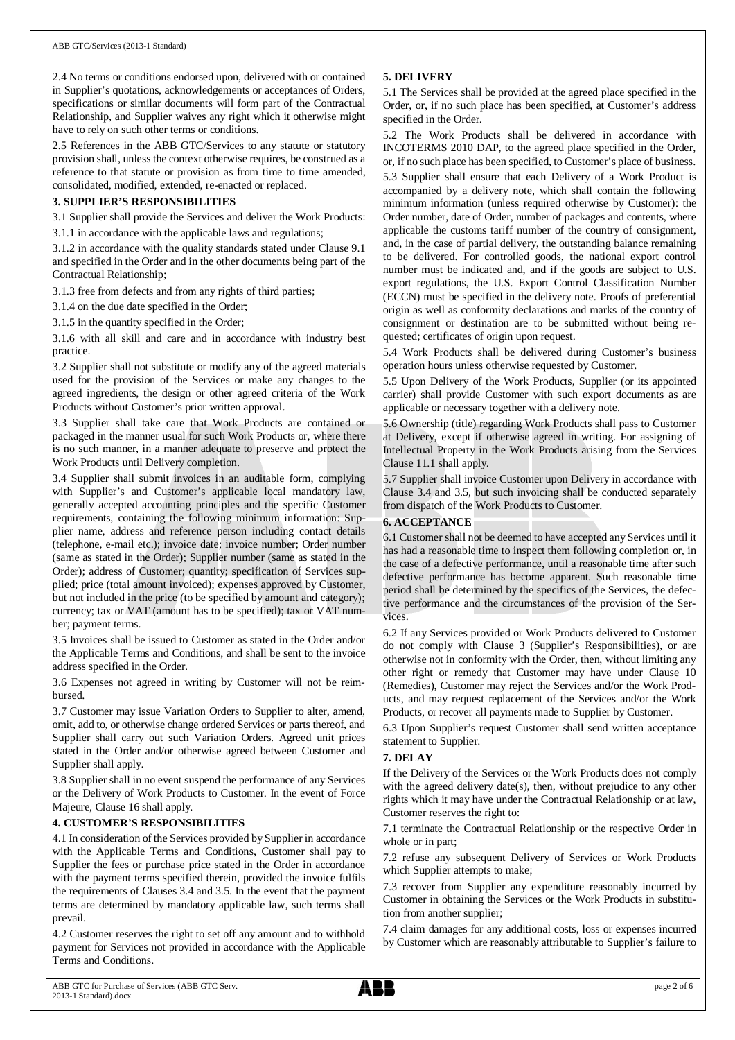2.4 No terms or conditions endorsed upon, delivered with or contained in Supplier's quotations, acknowledgements or acceptances of Orders, specifications or similar documents will form part of the Contractual Relationship, and Supplier waives any right which it otherwise might have to rely on such other terms or conditions.

2.5 References in the ABB GTC/Services to any statute or statutory provision shall, unless the context otherwise requires, be construed as a reference to that statute or provision as from time to time amended, consolidated, modified, extended, re-enacted or replaced.

**3. SUPPLIER'S RESPONSIBILITIES**

3.1 Supplier shall provide the Services and deliver the Work Products:

3.1.1 in accordance with the applicable laws and regulations;

3.1.2 in accordance with the quality standards stated under Clause 9.1 and specified in the Order and in the other documents being part of the Contractual Relationship;

3.1.3 free from defects and from any rights of third parties;

3.1.4 on the due date specified in the Order;

3.1.5 in the quantity specified in the Order;

3.1.6 with all skill and care and in accordance with industry best practice.

3.2 Supplier shall not substitute or modify any of the agreed materials used for the provision of the Services or make any changes to the agreed ingredients, the design or other agreed criteria of the Work Products without Customer's prior written approval.

3.3 Supplier shall take care that Work Products are contained or packaged in the manner usual for such Work Products or, where there is no such manner, in a manner adequate to preserve and protect the Work Products until Delivery completion.

3.4 Supplier shall submit invoices in an auditable form, complying with Supplier's and Customer's applicable local mandatory law, generally accepted accounting principles and the specific Customer requirements, containing the following minimum information: Supplier name, address and reference person including contact details (telephone, e-mail etc.); invoice date; invoice number; Order number (same as stated in the Order); Supplier number (same as stated in the Order); address of Customer; quantity; specification of Services supplied; price (total amount invoiced); expenses approved by Customer, but not included in the price (to be specified by amount and category); currency; tax or VAT (amount has to be specified); tax or VAT number; payment terms.

3.5 Invoices shall be issued to Customer as stated in the Order and/or the Applicable Terms and Conditions, and shall be sent to the invoice address specified in the Order.

3.6 Expenses not agreed in writing by Customer will not be reimbursed.

3.7 Customer may issue Variation Orders to Supplier to alter, amend, omit, add to, or otherwise change ordered Services or parts thereof, and Supplier shall carry out such Variation Orders. Agreed unit prices stated in the Order and/or otherwise agreed between Customer and Supplier shall apply.

3.8 Supplier shall in no event suspend the performance of any Services or the Delivery of Work Products to Customer. In the event of Force Majeure, Clause 16 shall apply.

**4. CUSTOMER'S RESPONSIBILITIES**

4.1 In consideration of the Services provided by Supplier in accordance with the Applicable Terms and Conditions, Customer shall pay to Supplier the fees or purchase price stated in the Order in accordance with the payment terms specified therein, provided the invoice fulfils the requirements of Clauses 3.4 and 3.5. In the event that the payment terms are determined by mandatory applicable law, such terms shall prevail.

4.2 Customer reserves the right to set off any amount and to withhold payment for Services not provided in accordance with the Applicable Terms and Conditions.

**5. DELIVERY**

5.1 The Services shall be provided at the agreed place specified in the Order, or, if no such place has been specified, at Customer's address specified in the Order.

5.2 The Work Products shall be delivered in accordance with INCOTERMS 2010 DAP, to the agreed place specified in the Order, or, if no such place has been specified, to Customer's place of business.

5.3 Supplier shall ensure that each Delivery of a Work Product is accompanied by a delivery note, which shall contain the following minimum information (unless required otherwise by Customer): the Order number, date of Order, number of packages and contents, where applicable the customs tariff number of the country of consignment, and, in the case of partial delivery, the outstanding balance remaining to be delivered. For controlled goods, the national export control number must be indicated and, and if the goods are subject to U.S. export regulations, the U.S. Export Control Classification Number (ECCN) must be specified in the delivery note. Proofs of preferential origin as well as conformity declarations and marks of the country of consignment or destination are to be submitted without being requested; certificates of origin upon request.

5.4 Work Products shall be delivered during Customer's business operation hours unless otherwise requested by Customer.

5.5 Upon Delivery of the Work Products, Supplier (or its appointed carrier) shall provide Customer with such export documents as are applicable or necessary together with a delivery note.

5.6 Ownership (title) regarding Work Products shall pass to Customer at Delivery, except if otherwise agreed in writing. For assigning of Intellectual Property in the Work Products arising from the Services Clause 11.1 shall apply.

5.7 Supplier shall invoice Customer upon Delivery in accordance with Clause 3.4 and 3.5, but such invoicing shall be conducted separately from dispatch of the Work Products to Customer.

**6. ACCEPTANCE**

6.1 Customer shall not be deemed to have accepted any Services until it has had a reasonable time to inspect them following completion or, in the case of a defective performance, until a reasonable time after such defective performance has become apparent. Such reasonable time period shall be determined by the specifics of the Services, the defective performance and the circumstances of the provision of the Services.

6.2 If any Services provided or Work Products delivered to Customer do not comply with Clause 3 (Supplier's Responsibilities), or are otherwise not in conformity with the Order, then, without limiting any other right or remedy that Customer may have under Clause 10 (Remedies), Customer may reject the Services and/or the Work Products, and may request replacement of the Services and/or the Work Products, or recover all payments made to Supplier by Customer.

6.3 Upon Supplier's request Customer shall send written acceptance statement to Supplier.

**7. DELAY**

If the Delivery of the Services or the Work Products does not comply with the agreed delivery date(s), then, without prejudice to any other rights which it may have under the Contractual Relationship or at law, Customer reserves the right to:

7.1 terminate the Contractual Relationship or the respective Order in whole or in part;

7.2 refuse any subsequent Delivery of Services or Work Products which Supplier attempts to make;

7.3 recover from Supplier any expenditure reasonably incurred by Customer in obtaining the Services or the Work Products in substitution from another supplier;

7.4 claim damages for any additional costs, loss or expenses incurred by Customer which are reasonably attributable to Supplier's failure to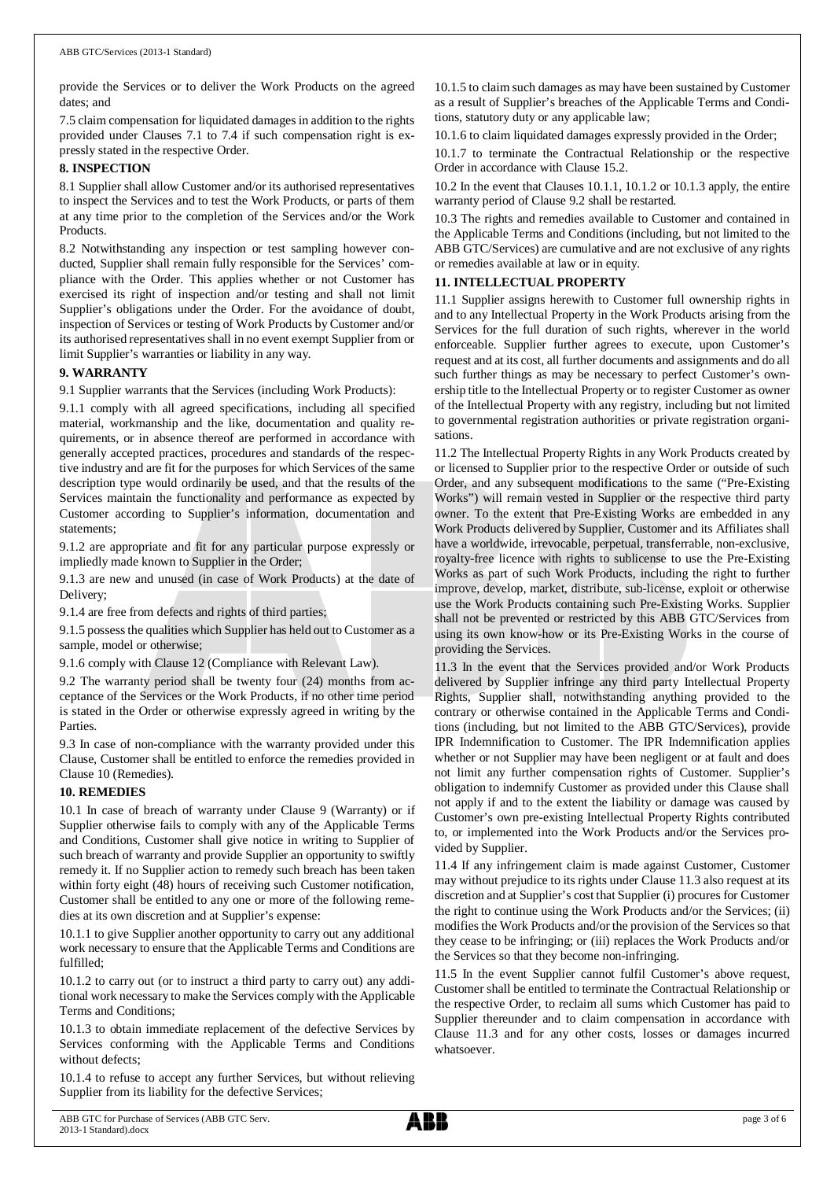provide the Services or to deliver the Work Products on the agreed dates; and

7.5 claim compensation for liquidated damages in addition to the rights provided under Clauses 7.1 to 7.4 if such compensation right is expressly stated in the respective Order.

**8. INSPECTION**

8.1 Supplier shall allow Customer and/or its authorised representatives to inspect the Services and to test the Work Products, or parts of them at any time prior to the completion of the Services and/or the Work Products.

8.2 Notwithstanding any inspection or test sampling however conducted, Supplier shall remain fully responsible for the Services' compliance with the Order. This applies whether or not Customer has exercised its right of inspection and/or testing and shall not limit Supplier's obligations under the Order. For the avoidance of doubt, inspection of Services or testing of Work Products by Customer and/or its authorised representatives shall in no event exempt Supplier from or limit Supplier's warranties or liability in any way.

**9. WARRANTY**

9.1 Supplier warrants that the Services (including Work Products):

9.1.1 comply with all agreed specifications, including all specified material, workmanship and the like, documentation and quality requirements, or in absence thereof are performed in accordance with generally accepted practices, procedures and standards of the respective industry and are fit for the purposes for which Services of the same description type would ordinarily be used, and that the results of the Services maintain the functionality and performance as expected by Customer according to Supplier's information, documentation and statements;

9.1.2 are appropriate and fit for any particular purpose expressly or impliedly made known to Supplier in the Order;

9.1.3 are new and unused (in case of Work Products) at the date of Delivery;

9.1.4 are free from defects and rights of third parties;

9.1.5 possess the qualities which Supplier has held out to Customer as a sample, model or otherwise;

9.1.6 comply with Clause 12 (Compliance with Relevant Law).

9.2 The warranty period shall be twenty four (24) months from acceptance of the Services or the Work Products, if no other time period is stated in the Order or otherwise expressly agreed in writing by the Parties.

9.3 In case of non-compliance with the warranty provided under this Clause, Customer shall be entitled to enforce the remedies provided in Clause 10 (Remedies).

**10. REMEDIES**

10.1 In case of breach of warranty under Clause 9 (Warranty) or if Supplier otherwise fails to comply with any of the Applicable Terms and Conditions, Customer shall give notice in writing to Supplier of such breach of warranty and provide Supplier an opportunity to swiftly remedy it. If no Supplier action to remedy such breach has been taken within forty eight (48) hours of receiving such Customer notification, Customer shall be entitled to any one or more of the following remedies at its own discretion and at Supplier's expense:

10.1.1 to give Supplier another opportunity to carry out any additional work necessary to ensure that the Applicable Terms and Conditions are fulfilled;

10.1.2 to carry out (or to instruct a third party to carry out) any additional work necessary to make the Services comply with the Applicable Terms and Conditions;

10.1.3 to obtain immediate replacement of the defective Services by Services conforming with the Applicable Terms and Conditions without defects;

10.1.4 to refuse to accept any further Services, but without relieving Supplier from its liability for the defective Services;

10.1.5 to claim such damages as may have been sustained by Customer as a result of Supplier's breaches of the Applicable Terms and Conditions, statutory duty or any applicable law;

10.1.6 to claim liquidated damages expressly provided in the Order;

10.1.7 to terminate the Contractual Relationship or the respective Order in accordance with Clause 15.2.

10.2 In the event that Clauses 10.1.1, 10.1.2 or 10.1.3 apply, the entire warranty period of Clause 9.2 shall be restarted.

10.3 The rights and remedies available to Customer and contained in the Applicable Terms and Conditions (including, but not limited to the ABB GTC/Services) are cumulative and are not exclusive of any rights or remedies available at law or in equity.

**11. INTELLECTUAL PROPERTY**

11.1 Supplier assigns herewith to Customer full ownership rights in and to any Intellectual Property in the Work Products arising from the Services for the full duration of such rights, wherever in the world enforceable. Supplier further agrees to execute, upon Customer's request and at its cost, all further documents and assignments and do all such further things as may be necessary to perfect Customer's ownership title to the Intellectual Property or to register Customer as owner of the Intellectual Property with any registry, including but not limited to governmental registration authorities or private registration organisations.

11.2 The Intellectual Property Rights in any Work Products created by or licensed to Supplier prior to the respective Order or outside of such Order, and any subsequent modifications to the same ("Pre-Existing Works") will remain vested in Supplier or the respective third party owner. To the extent that Pre-Existing Works are embedded in any Work Products delivered by Supplier, Customer and its Affiliates shall have a worldwide, irrevocable, perpetual, transferrable, non-exclusive, royalty-free licence with rights to sublicense to use the Pre-Existing Works as part of such Work Products, including the right to further improve, develop, market, distribute, sub-license, exploit or otherwise use the Work Products containing such Pre-Existing Works. Supplier shall not be prevented or restricted by this ABB GTC/Services from using its own know-how or its Pre-Existing Works in the course of providing the Services.

11.3 In the event that the Services provided and/or Work Products delivered by Supplier infringe any third party Intellectual Property Rights, Supplier shall, notwithstanding anything provided to the contrary or otherwise contained in the Applicable Terms and Conditions (including, but not limited to the ABB GTC/Services), provide IPR Indemnification to Customer. The IPR Indemnification applies whether or not Supplier may have been negligent or at fault and does not limit any further compensation rights of Customer. Supplier's obligation to indemnify Customer as provided under this Clause shall not apply if and to the extent the liability or damage was caused by Customer's own pre-existing Intellectual Property Rights contributed to, or implemented into the Work Products and/or the Services provided by Supplier.

11.4 If any infringement claim is made against Customer, Customer may without prejudice to its rights under Clause 11.3 also request at its discretion and at Supplier's cost that Supplier (i) procures for Customer the right to continue using the Work Products and/or the Services; (ii) modifies the Work Products and/or the provision of the Services so that they cease to be infringing; or (iii) replaces the Work Products and/or the Services so that they become non-infringing.

11.5 In the event Supplier cannot fulfil Customer's above request, Customer shall be entitled to terminate the Contractual Relationship or the respective Order, to reclaim all sums which Customer has paid to Supplier thereunder and to claim compensation in accordance with Clause 11.3 and for any other costs, losses or damages incurred whatsoever.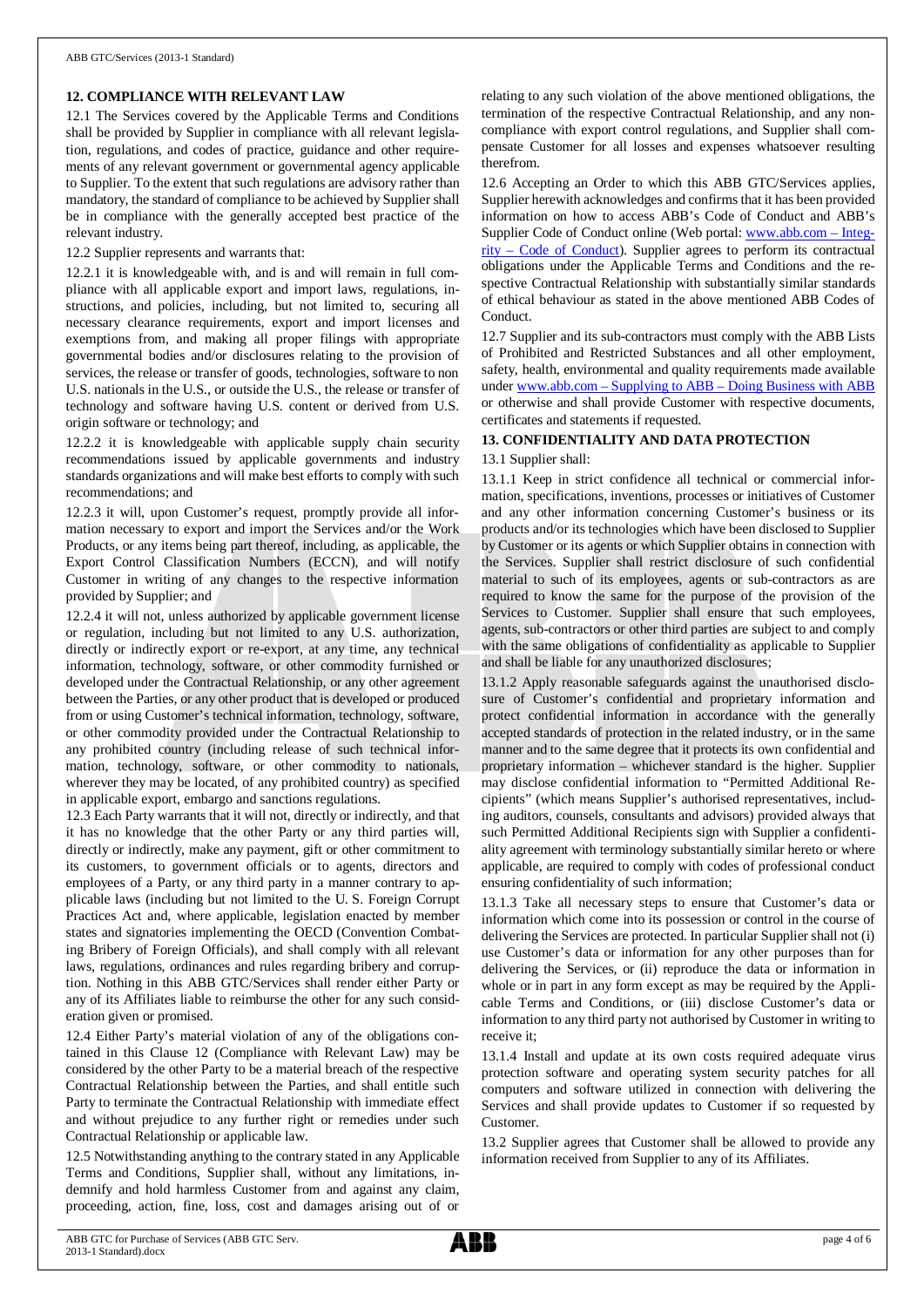## 12. COMPLIANCE WITH RELEVANT LAW

12.1 The Services covered by the Applicable Terms and Conditions shall be provided by Supplier in compliance with all relevant legislation, regulations, and codes of practice, guidance and other requirements of any relevant government or governmental agency applicable to Supplier. To the extent that such regulations are advisory rather than mandatory, the standard of compliance to be achieved by Supplier shall be in compliance with the generally accepted best practice of the relevant industry.

12.2 Supplier represents and warrants that:

12.2.1 it is knowledgeable with, and is and will remain in full compliance with all applicable export and import laws, regulations, instructions, and policies, including, but not limited to, securing all necessary clearance requirements, export and import licenses and exemptions from, and making all proper filings with appropriate governmental bodies and/or disclosures relating to the provision of services, the release or transfer of goods, technologies, software to non U.S. nationals in the U.S., or outside the U.S., the release or transfer of technology and software having U.S. content or derived from U.S. origin software or technology; and

12.2.2 it is knowledgeable with applicable supply chain security recommendations issued by applicable governments and industry standards organizations and will make best efforts to comply with such recommendations; and

12.2.3 it will, upon Customer's request, promptly provide all information necessary to export and import the Services and/or the Work Products, or any items being part thereof, including, as applicable, the Export Control Classification Numbers (ECCN), and will notify Customer in writing of any changes to the respective information provided by Supplier; and

12.2.4 it will not, unless authorized by applicable government license or regulation, including but not limited to any U.S. authorization, directly or indirectly export or re-export, at any time, any technical information, technology, software, or other commodity furnished or developed under the Contractual Relationship, or any other agreement between the Parties, or any other product that is developed or produced from or using Customer's technical information, technology, software, or other commodity provided under the Contractual Relationship to any prohibited country (including release of such technical information, technology, software, or other commodity to nationals, wherever they may be located, of any prohibited country) as specified in applicable export, embargo and sanctions regulations.

12.3 Each Party warrants that it will not, directly or indirectly, and that it has no knowledge that the other Party or any third parties will, directly or indirectly, make any payment, gift or other commitment to its customers, to government officials or to agents, directors and employees of a Party, or any third party in a manner contrary to applicable laws (including but not limited to the U. S. Foreign Corrupt Practices Act and, where applicable, legislation enacted by member states and signatories implementing the OECD (Convention Combating Bribery of Foreign Officials), and shall comply with all relevant laws, regulations, ordinances and rules regarding bribery and corruption. Nothing in this ABB GTC/Services shall render either Party or any of its Affiliates liable to reimburse the other for any such consideration given or promised.

12.4 Either Party's material violation of any of the obligations contained in this Clause 12 (Compliance with Relevant Law) may be considered by the other Party to be a material breach of the respective Contractual Relationship between the Parties, and shall entitle such Party to terminate the Contractual Relationship with immediate effect and without prejudice to any further right or remedies under such Contractual Relationship or applicable law.

12.5 Notwithstanding anything to the contrary stated in any Applicable Terms and Conditions, Supplier shall, without any limitations, indemnify and hold harmless Customer from and against any claim, proceeding, action, fine, loss, cost and damages arising out of or relating to any such violation of the above mentioned obligations, the termination of the respective Contractual Relationship, and any non-compliance with export control regulations, and Supplier shall compensate Customer for all losses and expenses whatsoever resulting therefrom.

12.6 Accepting an Order to which this ABB GTC/Services applies, Supplier herewith acknowledges and confirms that it has been provided information on how to access ABB's Code of Conduct and ABB's Supplier Code of Conduct online (Web portal: www.abb.com – Integrity – Code of Conduct). Supplier agrees to perform its contractual obligations under the Applicable Terms and Conditions and the respective Contractual Relationship with substantially similar standards of ethical behaviour as stated in the above mentioned ABB Codes of Conduct.

12.7 Supplier and its sub-contractors must comply with the ABB Lists of Prohibited and Restricted Substances and all other employment, safety, health, environmental and quality requirements made available under www.abb.com – Supplying to ABB – Doing Business with ABB or otherwise and shall provide Customer with respective documents, certificates and statements if requested.

## 13. CONFIDENTIALITY AND DATA PROTECTION

13.1 Supplier shall:

13.1.1 Keep in strict confidence all technical or commercial information, specifications, inventions, processes or initiatives of Customer and any other information concerning Customer's business or its products and/or its technologies which have been disclosed to Supplier by Customer or its agents or which Supplier obtains in connection with the Services. Supplier shall restrict disclosure of such confidential material to such of its employees, agents or sub-contractors as are required to know the same for the purpose of the provision of the Services to Customer. Supplier shall ensure that such employees, agents, sub-contractors or other third parties are subject to and comply with the same obligations of confidentiality as applicable to Supplier and shall be liable for any unauthorized disclosures;

13.1.2 Apply reasonable safeguards against the unauthorised disclosure of Customer's confidential and proprietary information and protect confidential information in accordance with the generally accepted standards of protection in the related industry, or in the same manner and to the same degree that it protects its own confidential and proprietary information – whichever standard is the higher. Supplier may disclose confidential information to "Permitted Additional Recipients" (which means Supplier's authorised representatives, including auditors, counsels, consultants and advisors) provided always that such Permitted Additional Recipients sign with Supplier a confidentiality agreement with terminology substantially similar hereto or where applicable, are required to comply with codes of professional conduct ensuring confidentiality of such information;

13.1.3 Take all necessary steps to ensure that Customer's data or information which come into its possession or control in the course of delivering the Services are protected. In particular Supplier shall not (i) use Customer's data or information for any other purposes than for delivering the Services, or (ii) reproduce the data or information in whole or in part in any form except as may be required by the Applicable Terms and Conditions, or (iii) disclose Customer's data or information to any third party not authorised by Customer in writing to receive it;

13.1.4 Install and update at its own costs required adequate virus protection software and operating system security patches for all computers and software utilized in connection with delivering the Services and shall provide updates to Customer if so requested by Customer.

13.2 Supplier agrees that Customer shall be allowed to provide any information received from Supplier to any of its Affiliates.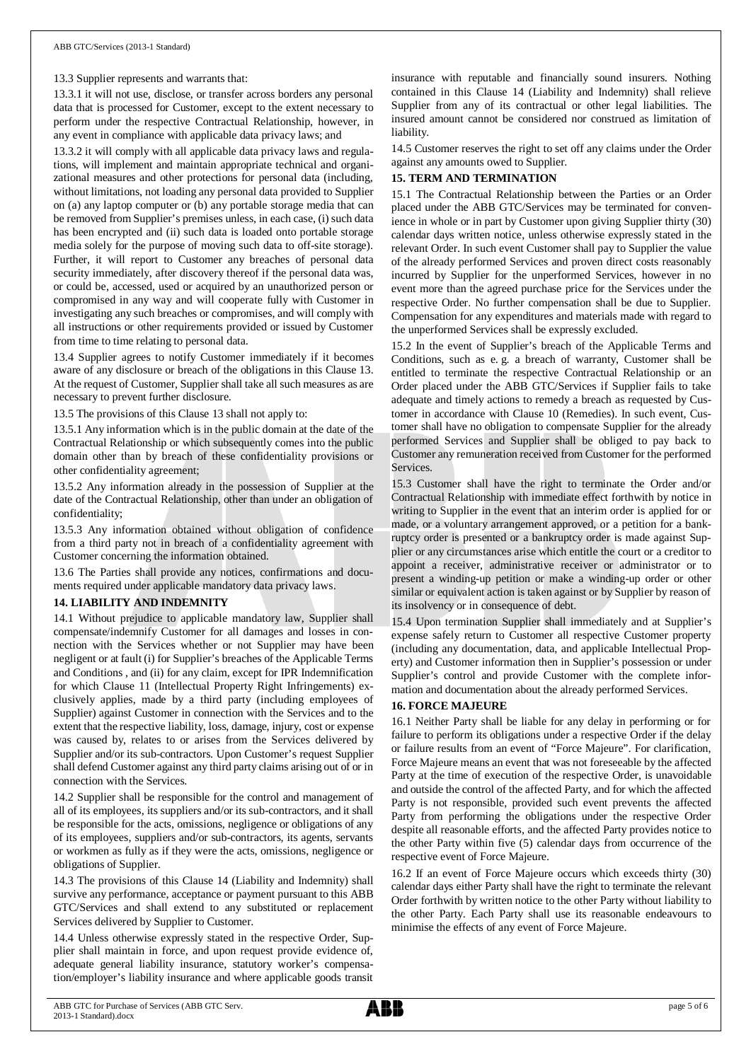13.3 Supplier represents and warrants that:

13.3.1 it will not use, disclose, or transfer across borders any personal data that is processed for Customer, except to the extent necessary to perform under the respective Contractual Relationship, however, in any event in compliance with applicable data privacy laws; and

13.3.2 it will comply with all applicable data privacy laws and regulations, will implement and maintain appropriate technical and organizational measures and other protections for personal data (including, without limitations, not loading any personal data provided to Supplier on (a) any laptop computer or (b) any portable storage media that can be removed from Supplier's premises unless, in each case, (i) such data has been encrypted and (ii) such data is loaded onto portable storage media solely for the purpose of moving such data to off-site storage). Further, it will report to Customer any breaches of personal data security immediately, after discovery thereof if the personal data was, or could be, accessed, used or acquired by an unauthorized person or compromised in any way and will cooperate fully with Customer in investigating any such breaches or compromises, and will comply with all instructions or other requirements provided or issued by Customer from time to time relating to personal data.

13.4 Supplier agrees to notify Customer immediately if it becomes aware of any disclosure or breach of the obligations in this Clause 13. At the request of Customer, Supplier shall take all such measures as are necessary to prevent further disclosure.

13.5 The provisions of this Clause 13 shall not apply to:

13.5.1 Any information which is in the public domain at the date of the Contractual Relationship or which subsequently comes into the public domain other than by breach of these confidentiality provisions or other confidentiality agreement;

13.5.2 Any information already in the possession of Supplier at the date of the Contractual Relationship, other than under an obligation of confidentiality;

13.5.3 Any information obtained without obligation of confidence from a third party not in breach of a confidentiality agreement with Customer concerning the information obtained.

13.6 The Parties shall provide any notices, confirmations and documents required under applicable mandatory data privacy laws.

**14. LIABILITY AND INDEMNITY**

14.1 Without prejudice to applicable mandatory law, Supplier shall compensate/indemnify Customer for all damages and losses in connection with the Services whether or not Supplier may have been negligent or at fault (i) for Supplier's breaches of the Applicable Terms and Conditions , and (ii) for any claim, except for IPR Indemnification for which Clause 11 (Intellectual Property Right Infringements) exclusively applies, made by a third party (including employees of Supplier) against Customer in connection with the Services and to the extent that the respective liability, loss, damage, injury, cost or expense was caused by, relates to or arises from the Services delivered by Supplier and/or its sub-contractors. Upon Customer's request Supplier shall defend Customer against any third party claims arising out of or in connection with the Services.

14.2 Supplier shall be responsible for the control and management of all of its employees, its suppliers and/or its sub-contractors, and it shall be responsible for the acts, omissions, negligence or obligations of any of its employees, suppliers and/or sub-contractors, its agents, servants or workmen as fully as if they were the acts, omissions, negligence or obligations of Supplier.

14.3 The provisions of this Clause 14 (Liability and Indemnity) shall survive any performance, acceptance or payment pursuant to this ABB GTC/Services and shall extend to any substituted or replacement Services delivered by Supplier to Customer.

14.4 Unless otherwise expressly stated in the respective Order, Supplier shall maintain in force, and upon request provide evidence of, adequate general liability insurance, statutory worker's compensation/employer's liability insurance and where applicable goods transit insurance with reputable and financially sound insurers. Nothing contained in this Clause 14 (Liability and Indemnity) shall relieve Supplier from any of its contractual or other legal liabilities. The insured amount cannot be considered nor construed as limitation of liability.

14.5 Customer reserves the right to set off any claims under the Order against any amounts owed to Supplier.

**15. TERM AND TERMINATION**

15.1 The Contractual Relationship between the Parties or an Order placed under the ABB GTC/Services may be terminated for convenience in whole or in part by Customer upon giving Supplier thirty (30) calendar days written notice, unless otherwise expressly stated in the relevant Order. In such event Customer shall pay to Supplier the value of the already performed Services and proven direct costs reasonably incurred by Supplier for the unperformed Services, however in no event more than the agreed purchase price for the Services under the respective Order. No further compensation shall be due to Supplier. Compensation for any expenditures and materials made with regard to the unperformed Services shall be expressly excluded.

15.2 In the event of Supplier's breach of the Applicable Terms and Conditions, such as e. g. a breach of warranty, Customer shall be entitled to terminate the respective Contractual Relationship or an Order placed under the ABB GTC/Services if Supplier fails to take adequate and timely actions to remedy a breach as requested by Customer in accordance with Clause 10 (Remedies). In such event, Customer shall have no obligation to compensate Supplier for the already performed Services and Supplier shall be obliged to pay back to Customer any remuneration received from Customer for the performed Services.

15.3 Customer shall have the right to terminate the Order and/or Contractual Relationship with immediate effect forthwith by notice in writing to Supplier in the event that an interim order is applied for or made, or a voluntary arrangement approved, or a petition for a bankruptcy order is presented or a bankruptcy order is made against Supplier or any circumstances arise which entitle the court or a creditor to appoint a receiver, administrative receiver or administrator or to present a winding-up petition or make a winding-up order or other similar or equivalent action is taken against or by Supplier by reason of its insolvency or in consequence of debt.

15.4 Upon termination Supplier shall immediately and at Supplier's expense safely return to Customer all respective Customer property (including any documentation, data, and applicable Intellectual Property) and Customer information then in Supplier's possession or under Supplier's control and provide Customer with the complete information and documentation about the already performed Services.

**16. FORCE MAJEURE**

16.1 Neither Party shall be liable for any delay in performing or for failure to perform its obligations under a respective Order if the delay or failure results from an event of "Force Majeure". For clarification, Force Majeure means an event that was not foreseeable by the affected Party at the time of execution of the respective Order, is unavoidable and outside the control of the affected Party, and for which the affected Party is not responsible, provided such event prevents the affected Party from performing the obligations under the respective Order despite all reasonable efforts, and the affected Party provides notice to the other Party within five (5) calendar days from occurrence of the respective event of Force Majeure.

16.2 If an event of Force Majeure occurs which exceeds thirty (30) calendar days either Party shall have the right to terminate the relevant Order forthwith by written notice to the other Party without liability to the other Party. Each Party shall use its reasonable endeavours to minimise the effects of any event of Force Majeure.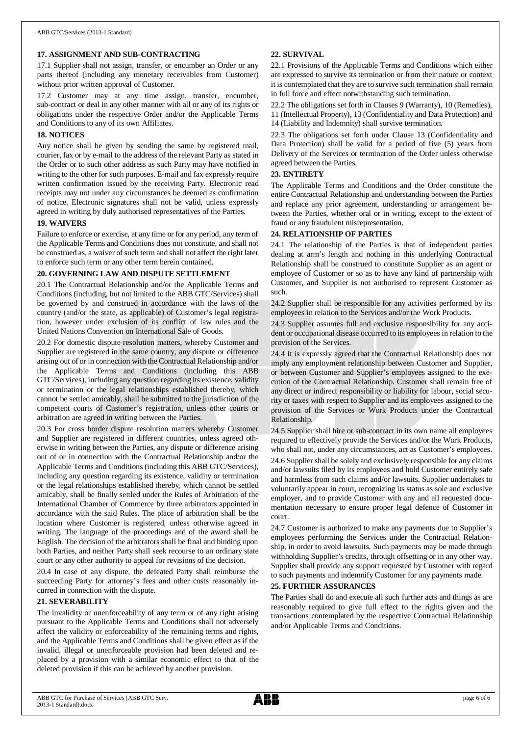## 17. ASSIGNMENT AND SUB-CONTRACTING

17.1 Supplier shall not assign, transfer, or encumber an Order or any parts thereof (including any monetary receivables from Customer) without prior written approval of Customer.

17.2 Customer may at any time assign, transfer, encumber, sub-contract or deal in any other manner with all or any of its rights or obligations under the respective Order and/or the Applicable Terms and Conditions to any of its own Affiliates.

## 18. NOTICES

Any notice shall be given by sending the same by registered mail, courier, fax or by e-mail to the address of the relevant Party as stated in the Order or to such other address as such Party may have notified in writing to the other for such purposes. E-mail and fax expressly require written confirmation issued by the receiving Party. Electronic read receipts may not under any circumstances be deemed as confirmation of notice. Electronic signatures shall not be valid, unless expressly agreed in writing by duly authorised representatives of the Parties.

## 19. WAIVERS

Failure to enforce or exercise, at any time or for any period, any term of the Applicable Terms and Conditions does not constitute, and shall not be construed as, a waiver of such term and shall not affect the right later to enforce such term or any other term herein contained.

## 20. GOVERNING LAW AND DISPUTE SETTLEMENT

20.1 The Contractual Relationship and/or the Applicable Terms and Conditions (including, but not limited to the ABB GTC/Services) shall be governed by and construed in accordance with the laws of the country (and/or the state, as applicable) of Customer's legal registration, however under exclusion of its conflict of law rules and the United Nations Convention on International Sale of Goods.

20.2 For domestic dispute resolution matters, whereby Customer and Supplier are registered in the same country, any dispute or difference arising out of or in connection with the Contractual Relationship and/or the Applicable Terms and Conditions (including this ABB GTC/Services), including any question regarding its existence, validity or termination or the legal relationships established thereby, which cannot be settled amicably, shall be submitted to the jurisdiction of the competent courts of Customer's registration, unless other courts or arbitration are agreed in writing between the Parties.

20.3 For cross border dispute resolution matters whereby Customer and Supplier are registered in different countries, unless agreed otherwise in writing between the Parties, any dispute or difference arising out of or in connection with the Contractual Relationship and/or the Applicable Terms and Conditions (including this ABB GTC/Services), including any question regarding its existence, validity or termination or the legal relationships established thereby, which cannot be settled amicably, shall be finally settled under the Rules of Arbitration of the International Chamber of Commerce by three arbitrators appointed in accordance with the said Rules. The place of arbitration shall be the location where Customer is registered, unless otherwise agreed in writing. The language of the proceedings and of the award shall be English. The decision of the arbitrators shall be final and binding upon both Parties, and neither Party shall seek recourse to an ordinary state court or any other authority to appeal for revisions of the decision.

20.4 In case of any dispute, the defeated Party shall reimburse the succeeding Party for attorney's fees and other costs reasonably incurred in connection with the dispute.

## 21. SEVERABILITY

The invalidity or unenforceability of any term or of any right arising pursuant to the Applicable Terms and Conditions shall not adversely affect the validity or enforceability of the remaining terms and rights, and the Applicable Terms and Conditions shall be given effect as if the invalid, illegal or unenforceable provision had been deleted and replaced by a provision with a similar economic effect to that of the deleted provision if this can be achieved by another provision.

## 22. SURVIVAL

22.1 Provisions of the Applicable Terms and Conditions which either are expressed to survive its termination or from their nature or context it is contemplated that they are to survive such termination shall remain in full force and effect notwithstanding such termination.

22.2 The obligations set forth in Clauses 9 (Warranty), 10 (Remedies), 11 (Intellectual Property), 13 (Confidentiality and Data Protection) and 14 (Liability and Indemnity) shall survive termination.

22.3 The obligations set forth under Clause 13 (Confidentiality and Data Protection) shall be valid for a period of five (5) years from Delivery of the Services or termination of the Order unless otherwise agreed between the Parties.

## 23. ENTIRETY

The Applicable Terms and Conditions and the Order constitute the entire Contractual Relationship and understanding between the Parties and replace any prior agreement, understanding or arrangement between the Parties, whether oral or in writing, except to the extent of fraud or any fraudulent misrepresentation.

## 24. RELATIONSHIP OF PARTIES

24.1 The relationship of the Parties is that of independent parties dealing at arm's length and nothing in this underlying Contractual Relationship shall be construed to constitute Supplier as an agent or employee of Customer or so as to have any kind of partnership with Customer, and Supplier is not authorised to represent Customer as such.

24.2 Supplier shall be responsible for any activities performed by its employees in relation to the Services and/or the Work Products.

24.3 Supplier assumes full and exclusive responsibility for any accident or occupational disease occurred to its employees in relation to the provision of the Services.

24.4 It is expressly agreed that the Contractual Relationship does not imply any employment relationship between Customer and Supplier, or between Customer and Supplier's employees assigned to the execution of the Contractual Relationship. Customer shall remain free of any direct or indirect responsibility or liability for labour, social security or taxes with respect to Supplier and its employees assigned to the provision of the Services or Work Products under the Contractual Relationship.

24.5 Supplier shall hire or sub-contract in its own name all employees required to effectively provide the Services and/or the Work Products, who shall not, under any circumstances, act as Customer's employees.

24.6 Supplier shall be solely and exclusively responsible for any claims and/or lawsuits filed by its employees and hold Customer entirely safe and harmless from such claims and/or lawsuits. Supplier undertakes to voluntarily appear in court, recognizing its status as sole and exclusive employer, and to provide Customer with any and all requested documentation necessary to ensure proper legal defence of Customer in court.

24.7 Customer is authorized to make any payments due to Supplier's employees performing the Services under the Contractual Relationship, in order to avoid lawsuits. Such payments may be made through withholding Supplier's credits, through offsetting or in any other way. Supplier shall provide any support requested by Customer with regard to such payments and indemnify Customer for any payments made.

## 25. FURTHER ASSURANCES

The Parties shall do and execute all such further acts and things as are reasonably required to give full effect to the rights given and the transactions contemplated by the respective Contractual Relationship and/or Applicable Terms and Conditions.